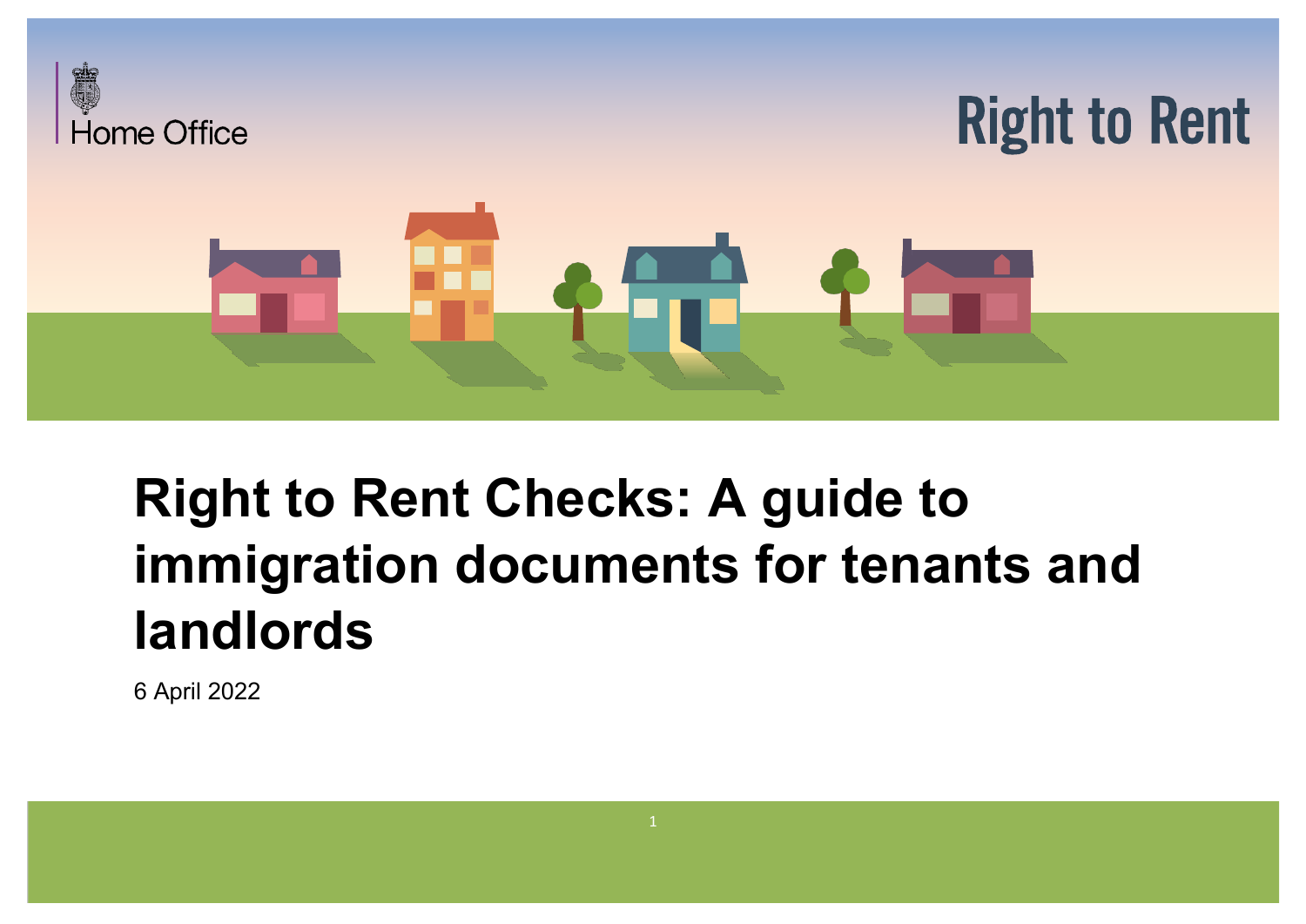Home Office

Right to Rent

# Right to Rent Checks: A guide to immigration documents for tenants and landlords

6 April 2022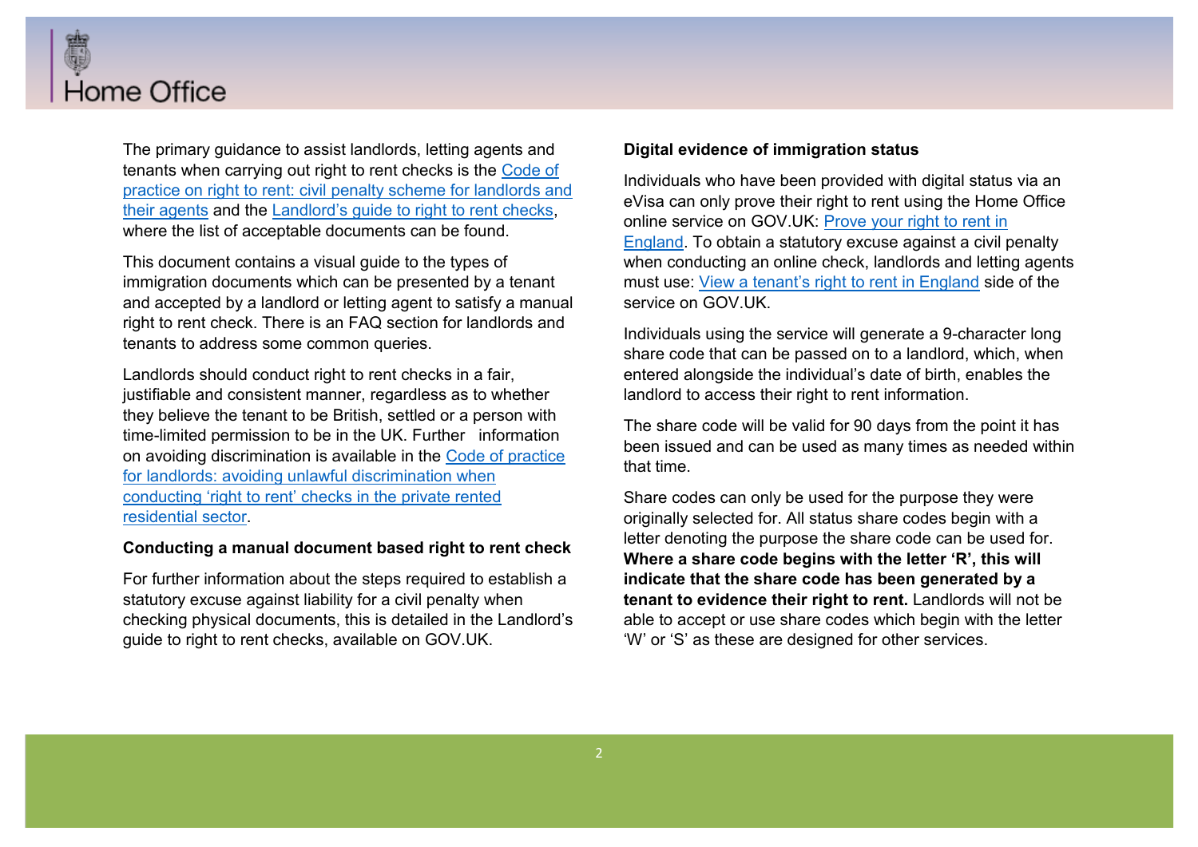The primary guidance to assist landlords, letting agents and tenants when carrying out right to rent checks is the Code of practice on right to rent: civil penalty scheme for landlords and their agents and the Landlord's guide to right to rent checks, where the list of acceptable documents can be found.

This document contains a visual guide to the types of immigration documents which can be presented by a tenant and accepted by a landlord or letting agent to satisfy a manual right to rent check. There is an FAQ section for landlords and tenants to address some common queries.

Landlords should conduct right to rent checks in a fair, justifiable and consistent manner, regardless as to whether they believe the tenant to be British, settled or a person with time-limited permission to be in the UK. Further information on avoiding discrimination is available in the Code of practice for landlords: avoiding unlawful discrimination when conducting 'right to rent' checks in the private rented residential sector.

**Conducting a manual document based right to rent check**

For further information about the steps required to establish a statutory excuse against liability for a civil penalty when checking physical documents, this is detailed in the Landlord's guide to right to rent checks, available on GOV.UK.

**Digital evidence of immigration status**

Individuals who have been provided with digital status via an eVisa can only prove their right to rent using the Home Office online service on GOV.UK: Prove your right to rent in England. To obtain a statutory excuse against a civil penalty when conducting an online check, landlords and letting agents must use: View a tenant's right to rent in England side of the service on GOV.UK.

Individuals using the service will generate a 9-character long share code that can be passed on to a landlord, which, when entered alongside the individual's date of birth, enables the landlord to access their right to rent information.

The share code will be valid for 90 days from the point it has been issued and can be used as many times as needed within that time.

Share codes can only be used for the purpose they were originally selected for. All status share codes begin with a letter denoting the purpose the share code can be used for. **Where a share code begins with the letter 'R', this will indicate that the share code has been generated by a tenant to evidence their right to rent.** Landlords will not be able to accept or use share codes which begin with the letter 'W' or 'S' as these are designed for other services.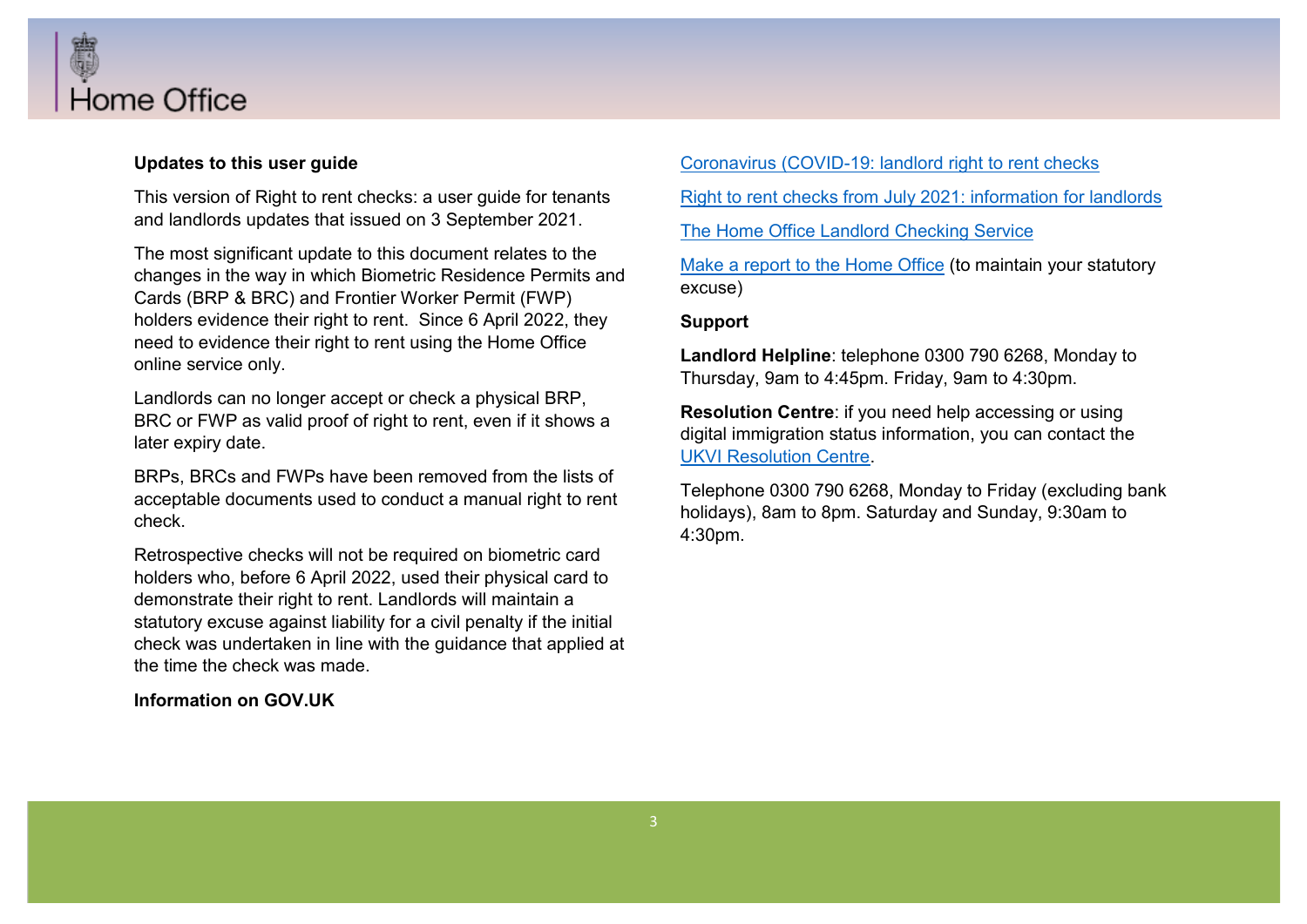**Updates to this user guide**

This version of Right to rent checks: a user guide for tenants and landlords updates that issued on 3 September 2021.

The most significant update to this document relates to the changes in the way in which Biometric Residence Permits and Cards (BRP & BRC) and Frontier Worker Permit (FWP) holders evidence their right to rent. Since 6 April 2022, they need to evidence their right to rent using the Home Office online service only.

Landlords can no longer accept or check a physical BRP, BRC or FWP as valid proof of right to rent, even if it shows a later expiry date.

BRPs, BRCs and FWPs have been removed from the lists of acceptable documents used to conduct a manual right to rent check.

Retrospective checks will not be required on biometric card holders who, before 6 April 2022, used their physical card to demonstrate their right to rent. Landlords will maintain a statutory excuse against liability for a civil penalty if the initial check was undertaken in line with the guidance that applied at the time the check was made.

**Information on GOV.UK**

Coronavirus (COVID-19: landlord right to rent checks

Right to rent checks from July 2021: information for landlords

The Home Office Landlord Checking Service

Make a report to the Home Office (to maintain your statutory excuse)

**Support**

**Landlord Helpline**: telephone 0300 790 6268, Monday to Thursday, 9am to 4:45pm. Friday, 9am to 4:30pm.

**Resolution Centre**: if you need help accessing or using digital immigration status information, you can contact the UKVI Resolution Centre.

Telephone 0300 790 6268, Monday to Friday (excluding bank holidays), 8am to 8pm. Saturday and Sunday, 9:30am to 4:30pm.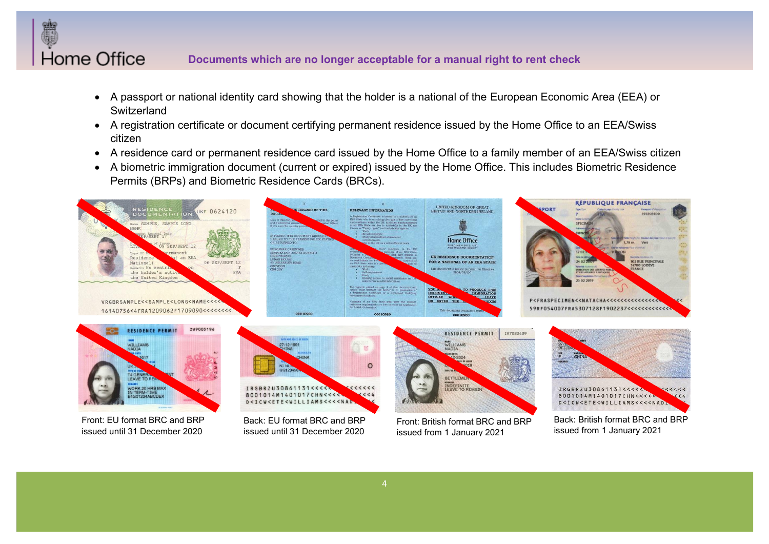## Documents which are no longer acceptable for a manual right to rent check

- A passport or national identity card showing that the holder is a national of the European Economic Area (EEA) or Switzerland
- A registration certificate or document certifying permanent residence issued by the Home Office to an EEA/Swiss citizen
- A residence card or permanent residence card issued by the Home Office to a family member of an EEA/Swiss citizen
- A biometric immigration document (current or expired) issued by the Home Office. This includes Biometric Residence Permits (BRPs) and Biometric Residence Cards (BRCs).

Front: EU format BRC and BRP issued until 31 December 2020

Back: EU format BRC and BRP issued until 31 December 2020

Front: British format BRC and BRP issued from 1 January 2021

Back: British format BRC and BRP issued from 1 January 2021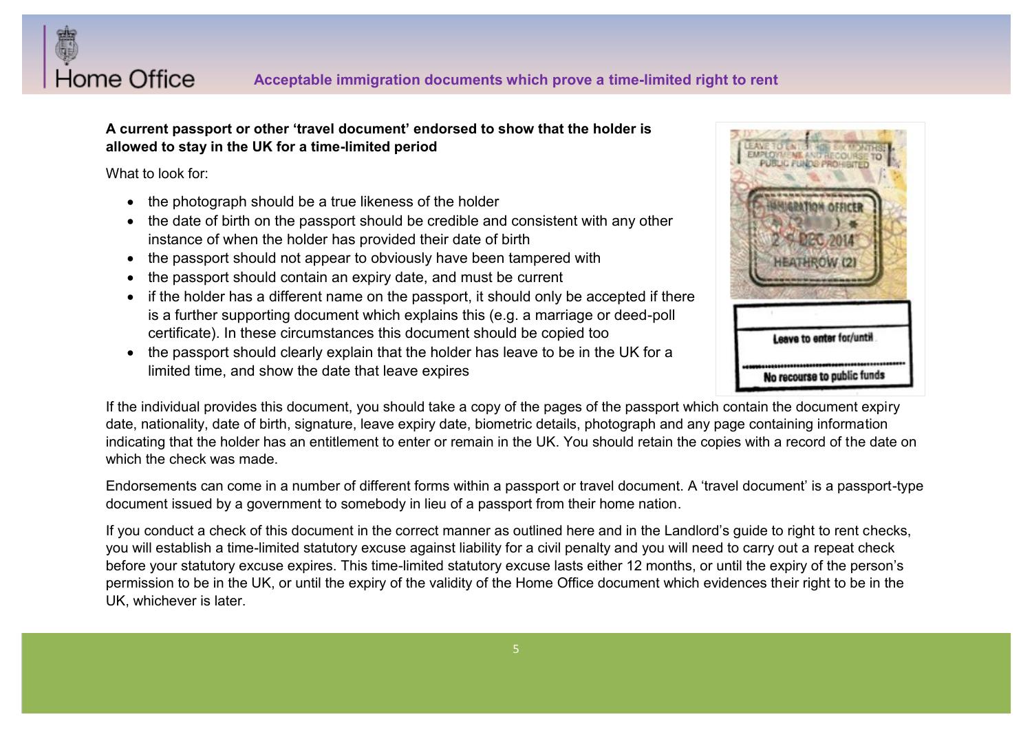## Acceptable immigration documents which prove a time-limited right to rent

**A current passport or other 'travel document' endorsed to show that the holder is allowed to stay in the UK for a time-limited period**

What to look for:

- the photograph should be a true likeness of the holder
- the date of birth on the passport should be credible and consistent with any other instance of when the holder has provided their date of birth
- the passport should not appear to obviously have been tampered with
- the passport should contain an expiry date, and must be current
- if the holder has a different name on the passport, it should only be accepted if there is a further supporting document which explains this (e.g. a marriage or deed-poll certificate). In these circumstances this document should be copied too
- the passport should clearly explain that the holder has leave to be in the UK for a limited time, and show the date that leave expires

If the individual provides this document, you should take a copy of the pages of the passport which contain the document expiry date, nationality, date of birth, signature, leave expiry date, biometric details, photograph and any page containing information indicating that the holder has an entitlement to enter or remain in the UK. You should retain the copies with a record of the date on which the check was made.

Endorsements can come in a number of different forms within a passport or travel document. A 'travel document' is a passport-type document issued by a government to somebody in lieu of a passport from their home nation.

If you conduct a check of this document in the correct manner as outlined here and in the Landlord's guide to right to rent checks, you will establish a time-limited statutory excuse against liability for a civil penalty and you will need to carry out a repeat check before your statutory excuse expires. This time-limited statutory excuse lasts either 12 months, or until the expiry of the person's permission to be in the UK, or until the expiry of the validity of the Home Office document which evidences their right to be in the UK, whichever is later.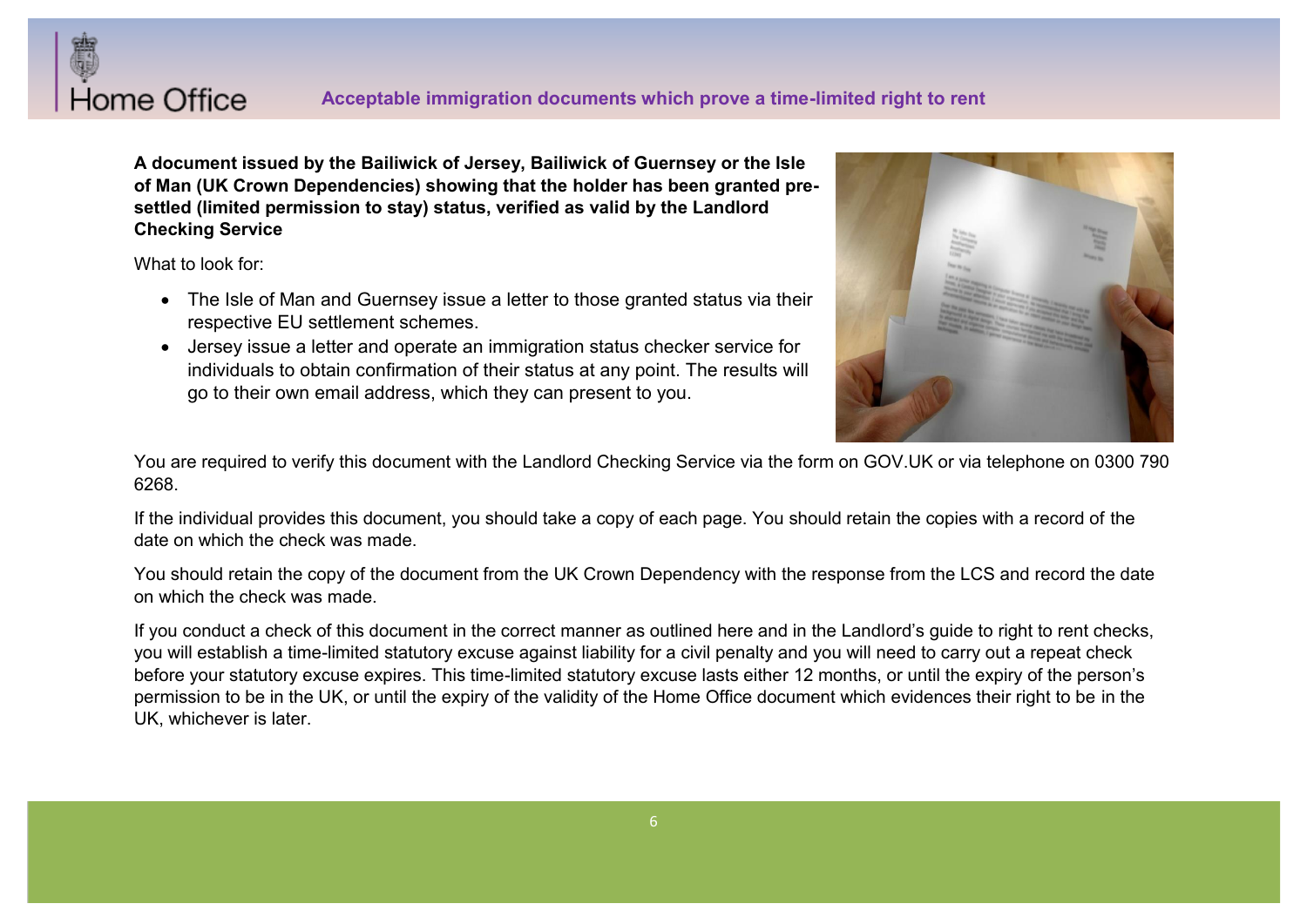**A document issued by the Bailiwick of Jersey, Bailiwick of Guernsey or the Isle of Man (UK Crown Dependencies) showing that the holder has been granted pre-settled (limited permission to stay) status, verified as valid by the Landlord Checking Service**

What to look for:

- The Isle of Man and Guernsey issue a letter to those granted status via their respective EU settlement schemes.
- Jersey issue a letter and operate an immigration status checker service for individuals to obtain confirmation of their status at any point. The results will go to their own email address, which they can present to you.

You are required to verify this document with the Landlord Checking Service via the form on GOV.UK or via telephone on 0300 790 6268.

If the individual provides this document, you should take a copy of each page. You should retain the copies with a record of the date on which the check was made.

You should retain the copy of the document from the UK Crown Dependency with the response from the LCS and record the date on which the check was made.

If you conduct a check of this document in the correct manner as outlined here and in the Landlord's guide to right to rent checks, you will establish a time-limited statutory excuse against liability for a civil penalty and you will need to carry out a repeat check before your statutory excuse expires. This time-limited statutory excuse lasts either 12 months, or until the expiry of the person's permission to be in the UK, or until the expiry of the validity of the Home Office document which evidences their right to be in the UK, whichever is later.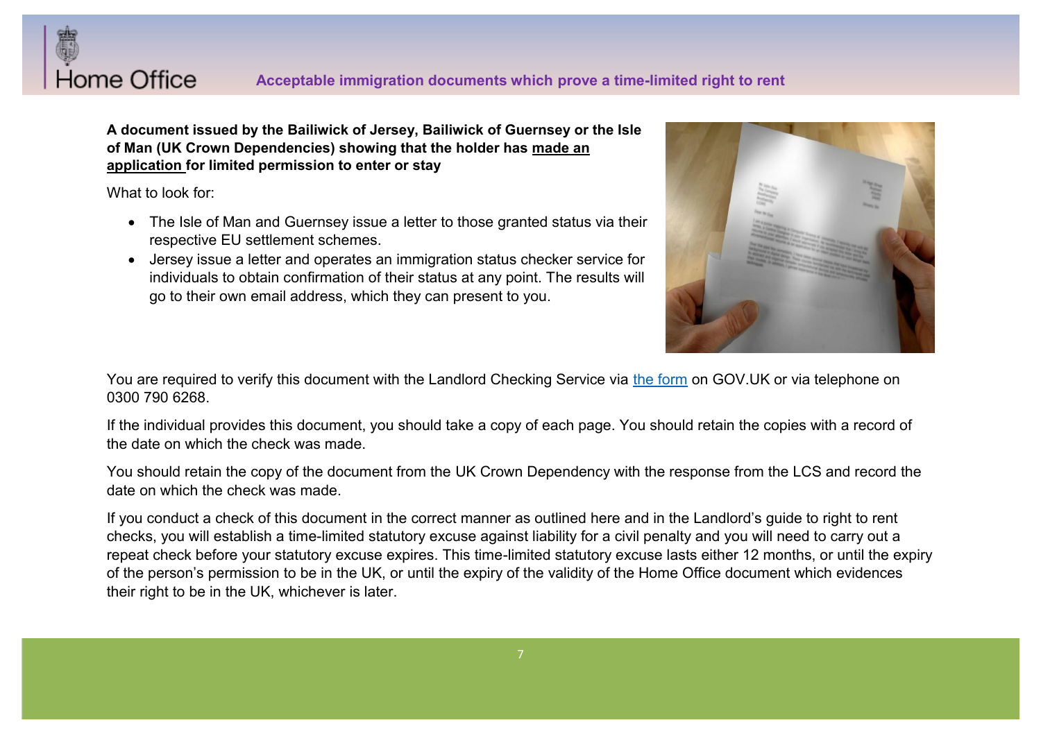**A document issued by the Bailiwick of Jersey, Bailiwick of Guernsey or the Isle of Man (UK Crown Dependencies) showing that the holder has made an application for limited permission to enter or stay**

What to look for:

- The Isle of Man and Guernsey issue a letter to those granted status via their respective EU settlement schemes.
- Jersey issue a letter and operates an immigration status checker service for individuals to obtain confirmation of their status at any point. The results will go to their own email address, which they can present to you.

You are required to verify this document with the Landlord Checking Service via the form on GOV.UK or via telephone on 0300 790 6268.

If the individual provides this document, you should take a copy of each page. You should retain the copies with a record of the date on which the check was made.

You should retain the copy of the document from the UK Crown Dependency with the response from the LCS and record the date on which the check was made.

If you conduct a check of this document in the correct manner as outlined here and in the Landlord's guide to right to rent checks, you will establish a time-limited statutory excuse against liability for a civil penalty and you will need to carry out a repeat check before your statutory excuse expires. This time-limited statutory excuse lasts either 12 months, or until the expiry of the person's permission to be in the UK, or until the expiry of the validity of the Home Office document which evidences their right to be in the UK, whichever is later.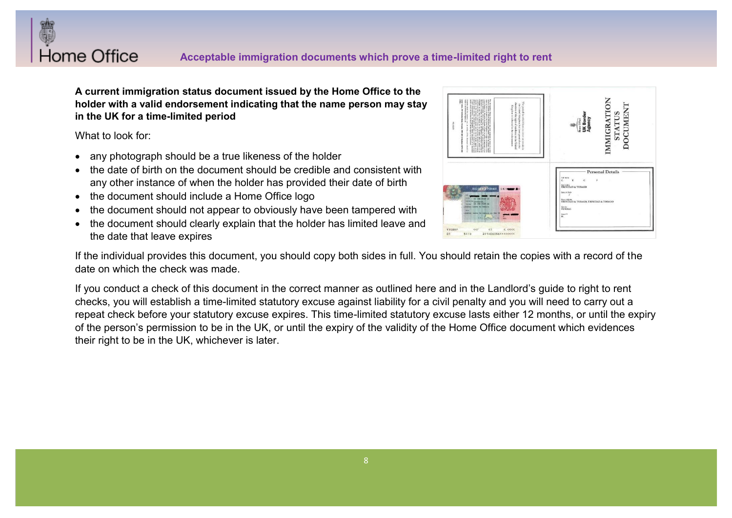## Acceptable immigration documents which prove a time-limited right to rent

**A current immigration status document issued by the Home Office to the holder with a valid endorsement indicating that the name person may stay in the UK for a time-limited period**

What to look for:

- any photograph should be a true likeness of the holder
- the date of birth on the document should be credible and consistent with any other instance of when the holder has provided their date of birth
- the document should include a Home Office logo
- the document should not appear to obviously have been tampered with
- the document should clearly explain that the holder has limited leave and the date that leave expires

If the individual provides this document, you should copy both sides in full. You should retain the copies with a record of the date on which the check was made.

If you conduct a check of this document in the correct manner as outlined here and in the Landlord's guide to right to rent checks, you will establish a time-limited statutory excuse against liability for a civil penalty and you will need to carry out a repeat check before your statutory excuse expires. This time-limited statutory excuse lasts either 12 months, or until the expiry of the person's permission to be in the UK, or until the expiry of the validity of the Home Office document which evidences their right to be in the UK, whichever is later.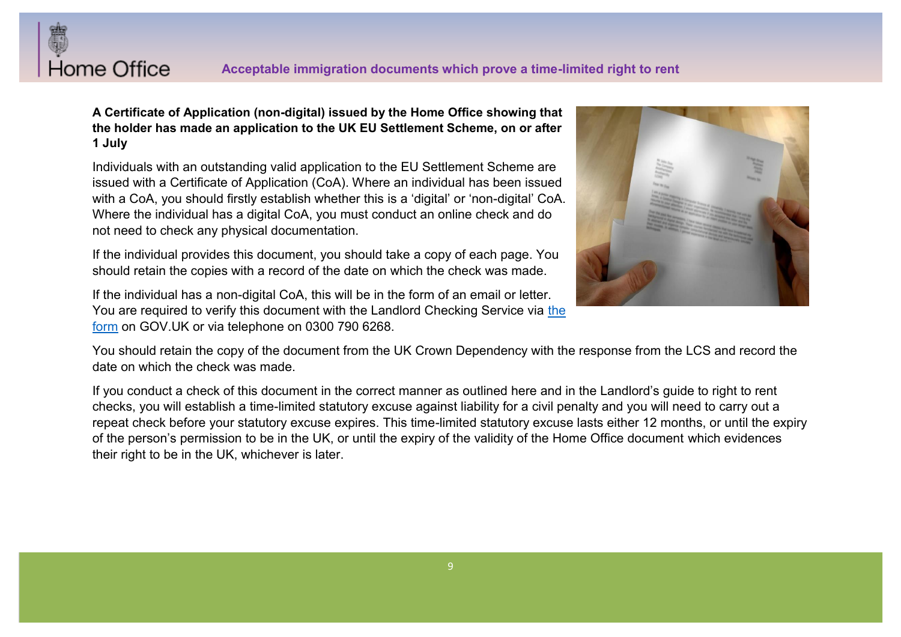**A Certificate of Application (non-digital) issued by the Home Office showing that the holder has made an application to the UK EU Settlement Scheme, on or after 1 July**

Individuals with an outstanding valid application to the EU Settlement Scheme are issued with a Certificate of Application (CoA). Where an individual has been issued with a CoA, you should firstly establish whether this is a 'digital' or 'non-digital' CoA. Where the individual has a digital CoA, you must conduct an online check and do not need to check any physical documentation.

If the individual provides this document, you should take a copy of each page. You should retain the copies with a record of the date on which the check was made.

If the individual has a non-digital CoA, this will be in the form of an email or letter. You are required to verify this document with the Landlord Checking Service via the form on GOV.UK or via telephone on 0300 790 6268.

You should retain the copy of the document from the UK Crown Dependency with the response from the LCS and record the date on which the check was made.

If you conduct a check of this document in the correct manner as outlined here and in the Landlord's guide to right to rent checks, you will establish a time-limited statutory excuse against liability for a civil penalty and you will need to carry out a repeat check before your statutory excuse expires. This time-limited statutory excuse lasts either 12 months, or until the expiry of the person's permission to be in the UK, or until the expiry of the validity of the Home Office document which evidences their right to be in the UK, whichever is later.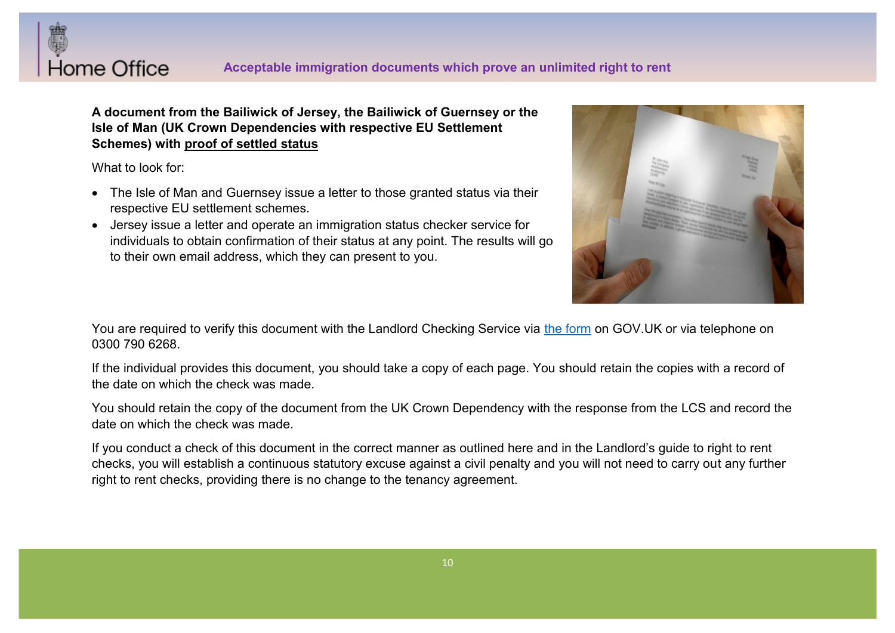**A document from the Bailiwick of Jersey, the Bailiwick of Guernsey or the Isle of Man (UK Crown Dependencies with respective EU Settlement Schemes) with <u>proof of settled status</u>**

What to look for:

- The Isle of Man and Guernsey issue a letter to those granted status via their respective EU settlement schemes.
- Jersey issue a letter and operate an immigration status checker service for individuals to obtain confirmation of their status at any point. The results will go to their own email address, which they can present to you.

You are required to verify this document with the Landlord Checking Service via [the form](#) on GOV.UK or via telephone on 0300 790 6268.

If the individual provides this document, you should take a copy of each page. You should retain the copies with a record of the date on which the check was made.

You should retain the copy of the document from the UK Crown Dependency with the response from the LCS and record the date on which the check was made.

If you conduct a check of this document in the correct manner as outlined here and in the Landlord's guide to right to rent checks, you will establish a continuous statutory excuse against a civil penalty and you will not need to carry out any further right to rent checks, providing there is no change to the tenancy agreement.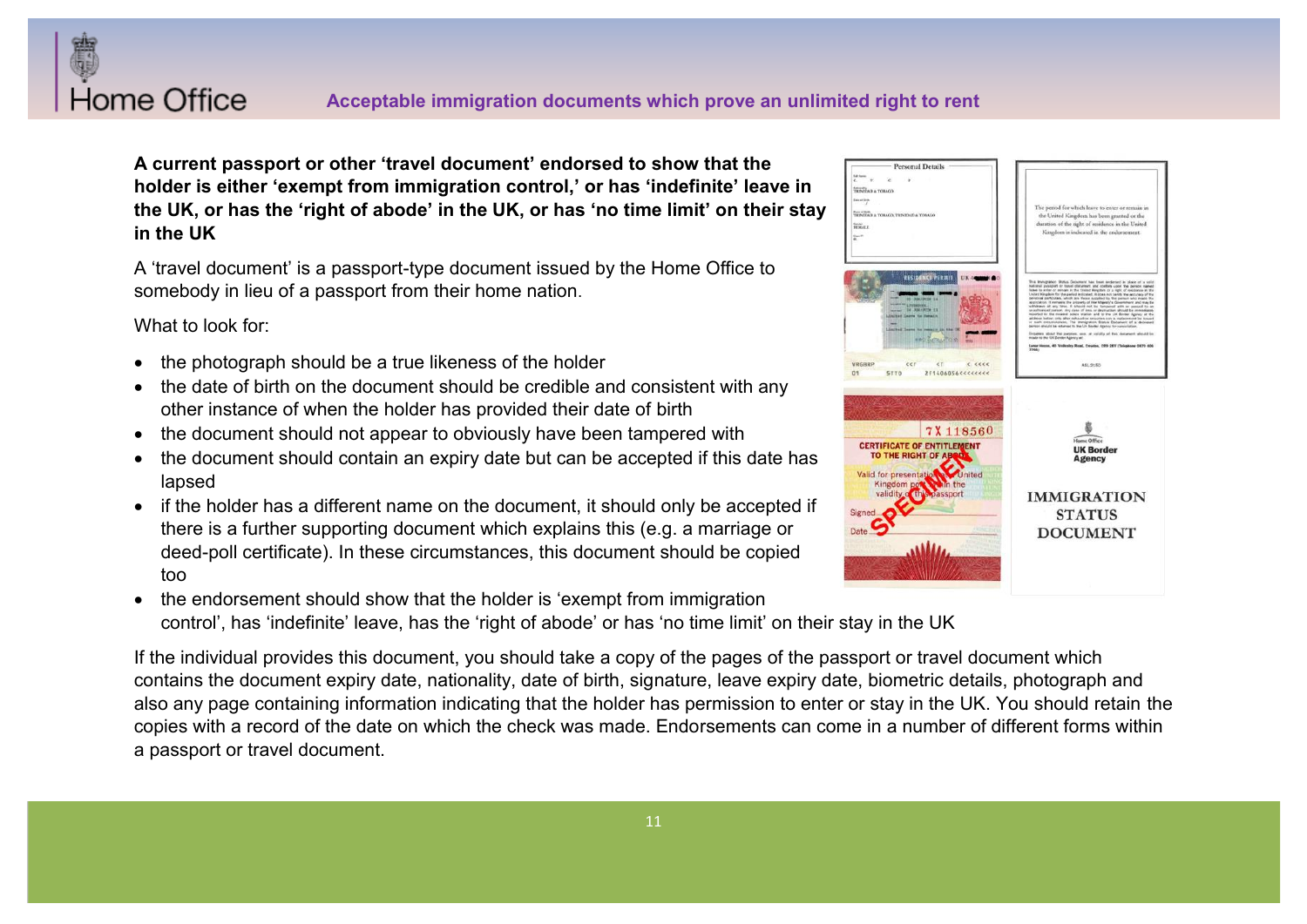**A current passport or other 'travel document' endorsed to show that the holder is either 'exempt from immigration control,' or has 'indefinite' leave in the UK, or has the 'right of abode' in the UK, or has 'no time limit' on their stay in the UK**

A 'travel document' is a passport-type document issued by the Home Office to somebody in lieu of a passport from their home nation.

What to look for:

- the photograph should be a true likeness of the holder
- the date of birth on the document should be credible and consistent with any other instance of when the holder has provided their date of birth
- the document should not appear to obviously have been tampered with
- the document should contain an expiry date but can be accepted if this date has lapsed
- if the holder has a different name on the document, it should only be accepted if there is a further supporting document which explains this (e.g. a marriage or deed-poll certificate). In these circumstances, this document should be copied too
- the endorsement should show that the holder is 'exempt from immigration control', has 'indefinite' leave, has the 'right of abode' or has 'no time limit' on their stay in the UK

If the individual provides this document, you should take a copy of the pages of the passport or travel document which contains the document expiry date, nationality, date of birth, signature, leave expiry date, biometric details, photograph and also any page containing information indicating that the holder has permission to enter or stay in the UK. You should retain the copies with a record of the date on which the check was made. Endorsements can come in a number of different forms within a passport or travel document.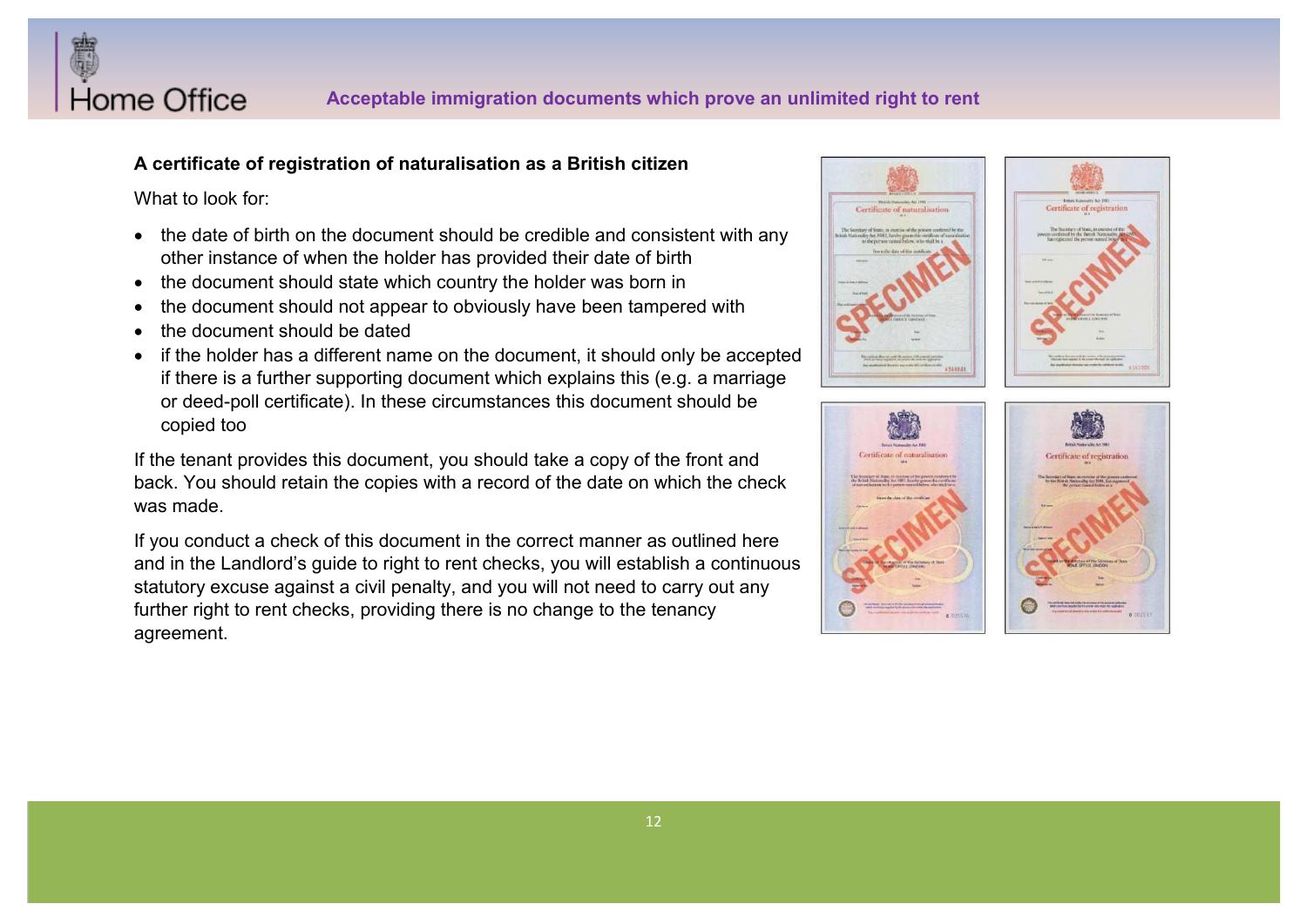### A certificate of registration of naturalisation as a British citizen

What to look for:

- the date of birth on the document should be credible and consistent with any other instance of when the holder has provided their date of birth
- the document should state which country the holder was born in
- the document should not appear to obviously have been tampered with
- the document should be dated
- if the holder has a different name on the document, it should only be accepted if there is a further supporting document which explains this (e.g. a marriage or deed-poll certificate). In these circumstances this document should be copied too

If the tenant provides this document, you should take a copy of the front and back. You should retain the copies with a record of the date on which the check was made.

If you conduct a check of this document in the correct manner as outlined here and in the Landlord's guide to right to rent checks, you will establish a continuous statutory excuse against a civil penalty, and you will not need to carry out any further right to rent checks, providing there is no change to the tenancy agreement.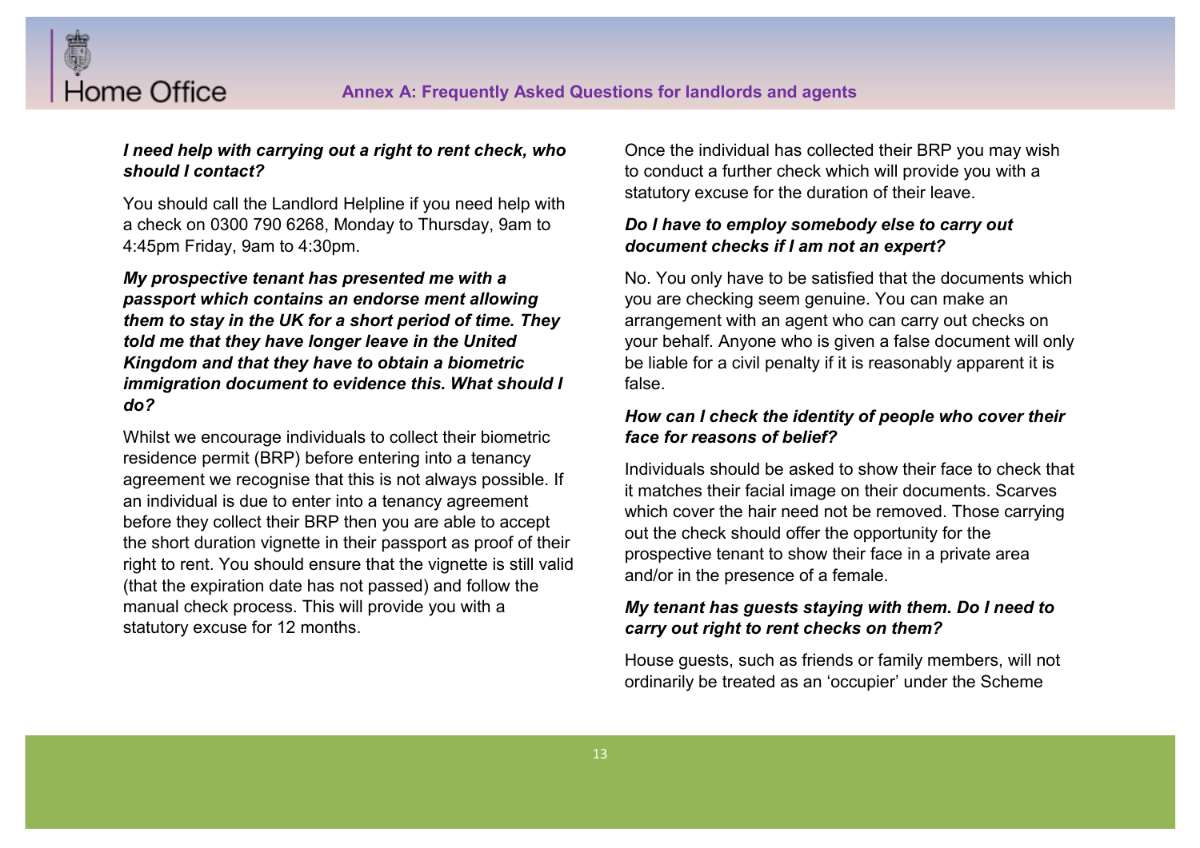***I need help with carrying out a right to rent check, who should I contact?***

You should call the Landlord Helpline if you need help with a check on 0300 790 6268, Monday to Thursday, 9am to 4:45pm Friday, 9am to 4:30pm.

***My prospective tenant has presented me with a passport which contains an endorse ment allowing them to stay in the UK for a short period of time. They told me that they have longer leave in the United Kingdom and that they have to obtain a biometric immigration document to evidence this. What should I do?***

Whilst we encourage individuals to collect their biometric residence permit (BRP) before entering into a tenancy agreement we recognise that this is not always possible. If an individual is due to enter into a tenancy agreement before they collect their BRP then you are able to accept the short duration vignette in their passport as proof of their right to rent. You should ensure that the vignette is still valid (that the expiration date has not passed) and follow the manual check process. This will provide you with a statutory excuse for 12 months.

Once the individual has collected their BRP you may wish to conduct a further check which will provide you with a statutory excuse for the duration of their leave.

***Do I have to employ somebody else to carry out document checks if I am not an expert?***

No. You only have to be satisfied that the documents which you are checking seem genuine. You can make an arrangement with an agent who can carry out checks on your behalf. Anyone who is given a false document will only be liable for a civil penalty if it is reasonably apparent it is false.

***How can I check the identity of people who cover their face for reasons of belief?***

Individuals should be asked to show their face to check that it matches their facial image on their documents. Scarves which cover the hair need not be removed. Those carrying out the check should offer the opportunity for the prospective tenant to show their face in a private area and/or in the presence of a female.

***My tenant has guests staying with them. Do I need to carry out right to rent checks on them?***

House guests, such as friends or family members, will not ordinarily be treated as an 'occupier' under the Scheme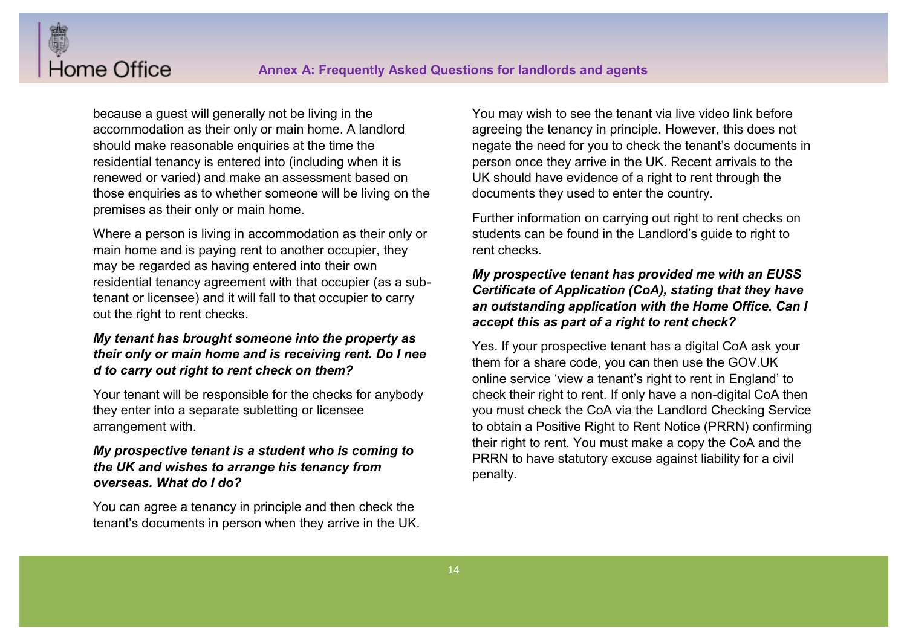because a guest will generally not be living in the accommodation as their only or main home. A landlord should make reasonable enquiries at the time the residential tenancy is entered into (including when it is renewed or varied) and make an assessment based on those enquiries as to whether someone will be living on the premises as their only or main home.

Where a person is living in accommodation as their only or main home and is paying rent to another occupier, they may be regarded as having entered into their own residential tenancy agreement with that occupier (as a sub-tenant or licensee) and it will fall to that occupier to carry out the right to rent checks.

***My tenant has brought someone into the property as their only or main home and is receiving rent. Do I nee d to carry out right to rent check on them?***

Your tenant will be responsible for the checks for anybody they enter into a separate subletting or licensee arrangement with.

***My prospective tenant is a student who is coming to the UK and wishes to arrange his tenancy from overseas. What do I do?***

You can agree a tenancy in principle and then check the tenant's documents in person when they arrive in the UK.

You may wish to see the tenant via live video link before agreeing the tenancy in principle. However, this does not negate the need for you to check the tenant's documents in person once they arrive in the UK. Recent arrivals to the UK should have evidence of a right to rent through the documents they used to enter the country.

Further information on carrying out right to rent checks on students can be found in the Landlord's guide to right to rent checks.

***My prospective tenant has provided me with an EUSS Certificate of Application (CoA), stating that they have an outstanding application with the Home Office. Can I accept this as part of a right to rent check?***

Yes. If your prospective tenant has a digital CoA ask your them for a share code, you can then use the GOV.UK online service 'view a tenant's right to rent in England' to check their right to rent. If only have a non-digital CoA then you must check the CoA via the Landlord Checking Service to obtain a Positive Right to Rent Notice (PRRN) confirming their right to rent. You must make a copy the CoA and the PRRN to have statutory excuse against liability for a civil penalty.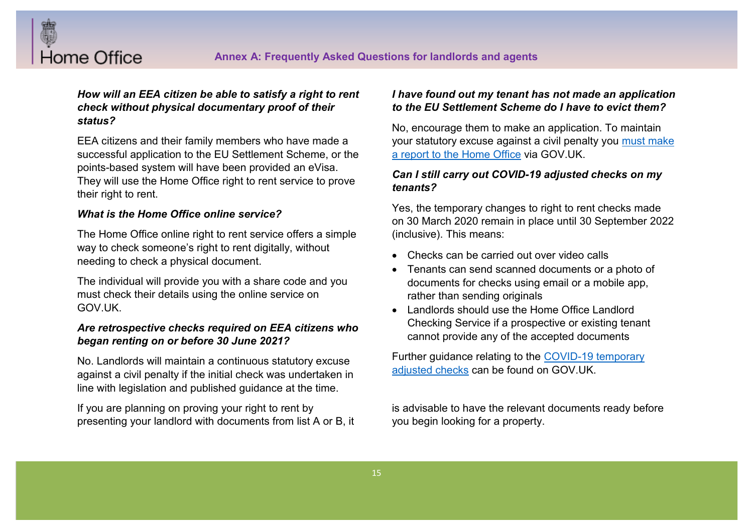***How will an EEA citizen be able to satisfy a right to rent check without physical documentary proof of their status?***

EEA citizens and their family members who have made a successful application to the EU Settlement Scheme, or the points-based system will have been provided an eVisa. They will use the Home Office right to rent service to prove their right to rent.

***What is the Home Office online service?***

The Home Office online right to rent service offers a simple way to check someone's right to rent digitally, without needing to check a physical document.

The individual will provide you with a share code and you must check their details using the online service on GOV.UK.

***Are retrospective checks required on EEA citizens who began renting on or before 30 June 2021?***

No. Landlords will maintain a continuous statutory excuse against a civil penalty if the initial check was undertaken in line with legislation and published guidance at the time.

If you are planning on proving your right to rent by presenting your landlord with documents from list A or B, it is advisable to have the relevant documents ready before you begin looking for a property.

***I have found out my tenant has not made an application to the EU Settlement Scheme do I have to evict them?***

No, encourage them to make an application. To maintain your statutory excuse against a civil penalty you [must make a report to the Home Office](#) via GOV.UK.

***Can I still carry out COVID-19 adjusted checks on my tenants?***

Yes, the temporary changes to right to rent checks made on 30 March 2020 remain in place until 30 September 2022 (inclusive). This means:

- Checks can be carried out over video calls
- Tenants can send scanned documents or a photo of documents for checks using email or a mobile app, rather than sending originals
- Landlords should use the Home Office Landlord Checking Service if a prospective or existing tenant cannot provide any of the accepted documents

Further guidance relating to the [COVID-19 temporary adjusted checks](#) can be found on GOV.UK.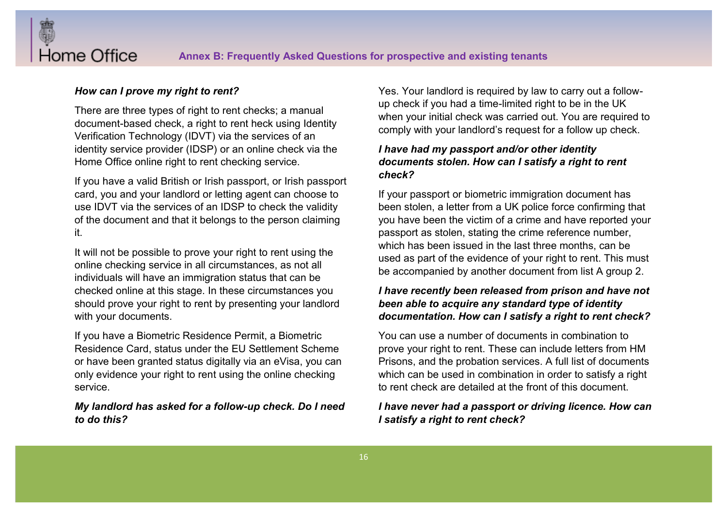*How can I prove my right to rent?*

There are three types of right to rent checks; a manual document-based check, a right to rent heck using Identity Verification Technology (IDVT) via the services of an identity service provider (IDSP) or an online check via the Home Office online right to rent checking service.

If you have a valid British or Irish passport, or Irish passport card, you and your landlord or letting agent can choose to use IDVT via the services of an IDSP to check the validity of the document and that it belongs to the person claiming it.

It will not be possible to prove your right to rent using the online checking service in all circumstances, as not all individuals will have an immigration status that can be checked online at this stage. In these circumstances you should prove your right to rent by presenting your landlord with your documents.

If you have a Biometric Residence Permit, a Biometric Residence Card, status under the EU Settlement Scheme or have been granted status digitally via an eVisa, you can only evidence your right to rent using the online checking service.

***My landlord has asked for a follow-up check. Do I need to do this?***

Yes. Your landlord is required by law to carry out a follow-up check if you had a time-limited right to be in the UK when your initial check was carried out. You are required to comply with your landlord's request for a follow up check.

***I have had my passport and/or other identity documents stolen. How can I satisfy a right to rent check?***

If your passport or biometric immigration document has been stolen, a letter from a UK police force confirming that you have been the victim of a crime and have reported your passport as stolen, stating the crime reference number, which has been issued in the last three months, can be used as part of the evidence of your right to rent. This must be accompanied by another document from list A group 2.

***I have recently been released from prison and have not been able to acquire any standard type of identity documentation. How can I satisfy a right to rent check?***

You can use a number of documents in combination to prove your right to rent. These can include letters from HM Prisons, and the probation services. A full list of documents which can be used in combination in order to satisfy a right to rent check are detailed at the front of this document.

***I have never had a passport or driving licence. How can I satisfy a right to rent check?***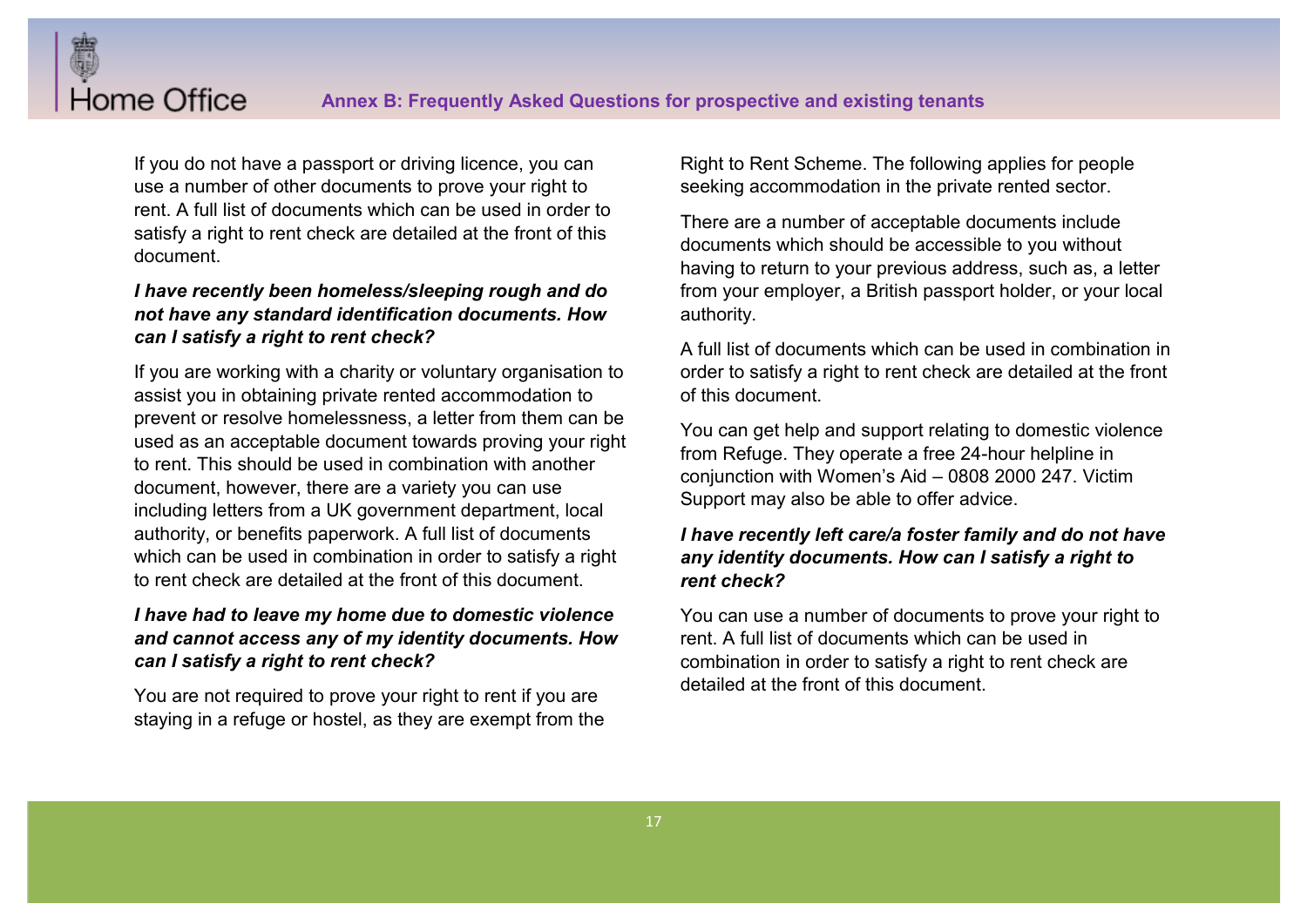If you do not have a passport or driving licence, you can use a number of other documents to prove your right to rent. A full list of documents which can be used in order to satisfy a right to rent check are detailed at the front of this document.

***I have recently been homeless/sleeping rough and do not have any standard identification documents. How can I satisfy a right to rent check?***

If you are working with a charity or voluntary organisation to assist you in obtaining private rented accommodation to prevent or resolve homelessness, a letter from them can be used as an acceptable document towards proving your right to rent. This should be used in combination with another document, however, there are a variety you can use including letters from a UK government department, local authority, or benefits paperwork. A full list of documents which can be used in combination in order to satisfy a right to rent check are detailed at the front of this document.

***I have had to leave my home due to domestic violence and cannot access any of my identity documents. How can I satisfy a right to rent check?***

You are not required to prove your right to rent if you are staying in a refuge or hostel, as they are exempt from the Right to Rent Scheme. The following applies for people seeking accommodation in the private rented sector.

There are a number of acceptable documents include documents which should be accessible to you without having to return to your previous address, such as, a letter from your employer, a British passport holder, or your local authority.

A full list of documents which can be used in combination in order to satisfy a right to rent check are detailed at the front of this document.

You can get help and support relating to domestic violence from Refuge. They operate a free 24-hour helpline in conjunction with Women's Aid – 0808 2000 247. Victim Support may also be able to offer advice.

***I have recently left care/a foster family and do not have any identity documents. How can I satisfy a right to rent check?***

You can use a number of documents to prove your right to rent. A full list of documents which can be used in combination in order to satisfy a right to rent check are detailed at the front of this document.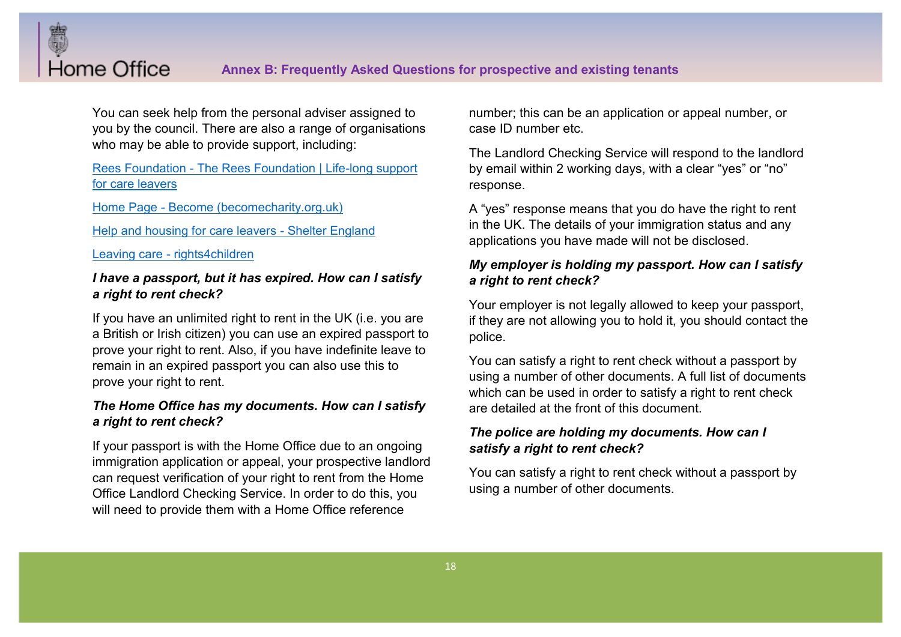You can seek help from the personal adviser assigned to you by the council. There are also a range of organisations who may be able to provide support, including:

[Rees Foundation - The Rees Foundation | Life-long support for care leavers]

[Home Page - Become (becomecharity.org.uk)]

[Help and housing for care leavers - Shelter England]

[Leaving care - rights4children]

***I have a passport, but it has expired. How can I satisfy a right to rent check?***

If you have an unlimited right to rent in the UK (i.e. you are a British or Irish citizen) you can use an expired passport to prove your right to rent. Also, if you have indefinite leave to remain in an expired passport you can also use this to prove your right to rent.

***The Home Office has my documents. How can I satisfy a right to rent check?***

If your passport is with the Home Office due to an ongoing immigration application or appeal, your prospective landlord can request verification of your right to rent from the Home Office Landlord Checking Service. In order to do this, you will need to provide them with a Home Office reference number; this can be an application or appeal number, or case ID number etc.

The Landlord Checking Service will respond to the landlord by email within 2 working days, with a clear "yes" or "no" response.

A "yes" response means that you do have the right to rent in the UK. The details of your immigration status and any applications you have made will not be disclosed.

***My employer is holding my passport. How can I satisfy a right to rent check?***

Your employer is not legally allowed to keep your passport, if they are not allowing you to hold it, you should contact the police.

You can satisfy a right to rent check without a passport by using a number of other documents. A full list of documents which can be used in order to satisfy a right to rent check are detailed at the front of this document.

***The police are holding my documents. How can I satisfy a right to rent check?***

You can satisfy a right to rent check without a passport by using a number of other documents.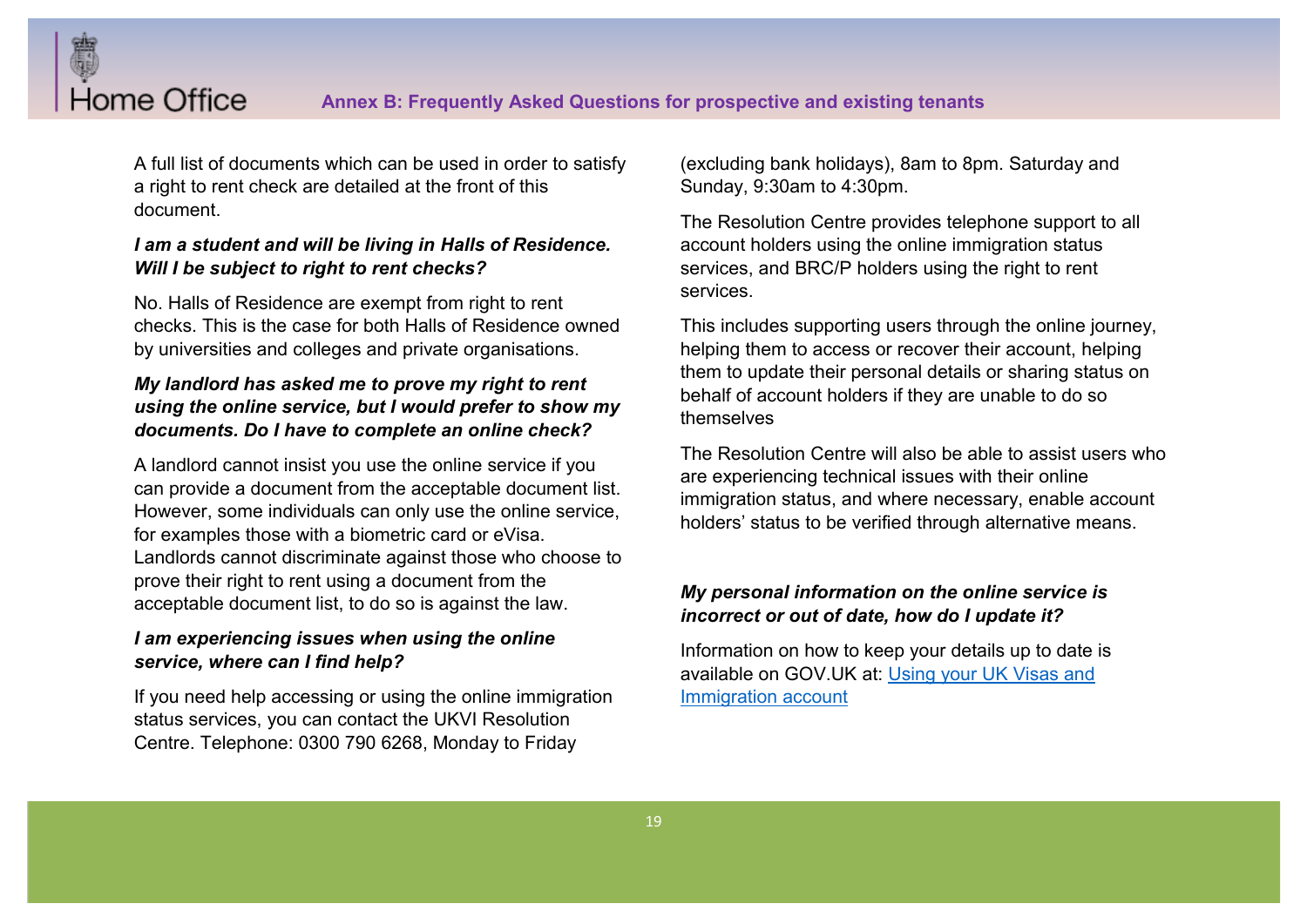A full list of documents which can be used in order to satisfy a right to rent check are detailed at the front of this document.

***I am a student and will be living in Halls of Residence. Will I be subject to right to rent checks?***

No. Halls of Residence are exempt from right to rent checks. This is the case for both Halls of Residence owned by universities and colleges and private organisations.

***My landlord has asked me to prove my right to rent using the online service, but I would prefer to show my documents. Do I have to complete an online check?***

A landlord cannot insist you use the online service if you can provide a document from the acceptable document list. However, some individuals can only use the online service, for examples those with a biometric card or eVisa. Landlords cannot discriminate against those who choose to prove their right to rent using a document from the acceptable document list, to do so is against the law.

***I am experiencing issues when using the online service, where can I find help?***

If you need help accessing or using the online immigration status services, you can contact the UKVI Resolution Centre. Telephone: 0300 790 6268, Monday to Friday (excluding bank holidays), 8am to 8pm. Saturday and Sunday, 9:30am to 4:30pm.

The Resolution Centre provides telephone support to all account holders using the online immigration status services, and BRC/P holders using the right to rent services.

This includes supporting users through the online journey, helping them to access or recover their account, helping them to update their personal details or sharing status on behalf of account holders if they are unable to do so themselves

The Resolution Centre will also be able to assist users who are experiencing technical issues with their online immigration status, and where necessary, enable account holders' status to be verified through alternative means.

***My personal information on the online service is incorrect or out of date, how do I update it?***

Information on how to keep your details up to date is available on GOV.UK at: [Using your UK Visas and Immigration account]